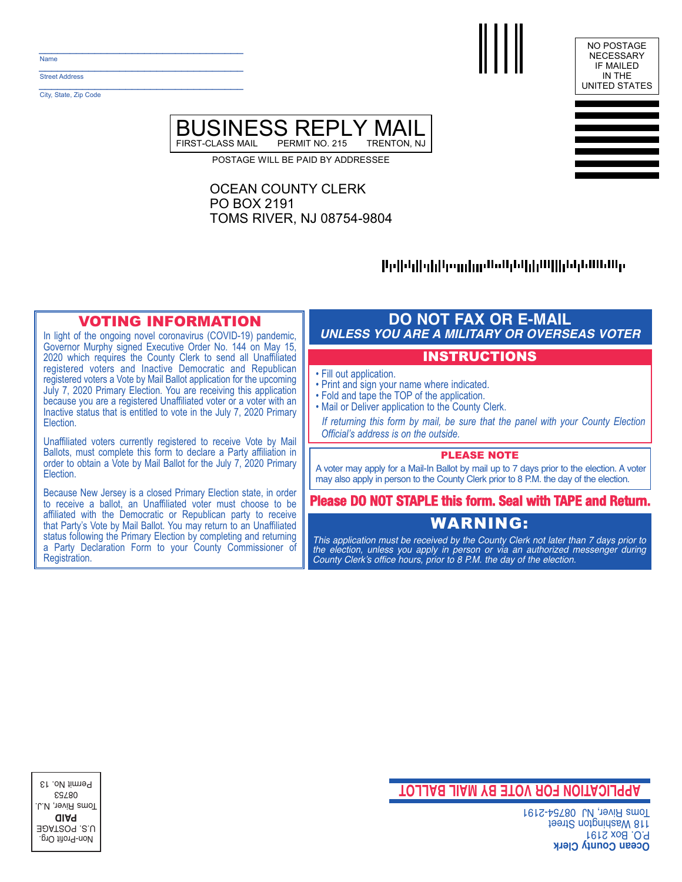Name

Street Address

City, State, Zip Code

NO POSTAGE NECESSARY IF MAILED IN THE UNITED STATES

# BUSINESS REPLY MAIL

FIRST-CLASS MAIL PERMIT NO. 215 TRENTON, NJ

POSTAGE WILL BE PAID BY ADDRESSEE

OCEAN COUNTY CLERK
PO BOX 2191
TOMS RIVER, NJ 08754-9804

## VOTING INFORMATION

In light of the ongoing novel coronavirus (COVID-19) pandemic, Governor Murphy signed Executive Order No. 144 on May 15, 2020 which requires the County Clerk to send all Unaffiliated registered voters and Inactive Democratic and Republican registered voters a Vote by Mail Ballot application for the upcoming July 7, 2020 Primary Election. You are receiving this application because you are a registered Unaffiliated voter or a voter with an Inactive status that is entitled to vote in the July 7, 2020 Primary Election.

Unaffiliated voters currently registered to receive Vote by Mail Ballots, must complete this form to declare a Party affiliation in order to obtain a Vote by Mail Ballot for the July 7, 2020 Primary Election.

Because New Jersey is a closed Primary Election state, in order to receive a ballot, an Unaffiliated voter must choose to be affiliated with the Democratic or Republican party to receive that Party's Vote by Mail Ballot. You may return to an Unaffiliated status following the Primary Election by completing and returning a Party Declaration Form to your County Commissioner of Registration.

## DO NOT FAX OR E-MAIL

***UNLESS YOU ARE A MILITARY OR OVERSEAS VOTER***

## INSTRUCTIONS

- Fill out application.
- Print and sign your name where indicated.
- Fold and tape the TOP of the application.
- Mail or Deliver application to the County Clerk.

*If returning this form by mail, be sure that the panel with your County Election Official's address is on the outside.*

### PLEASE NOTE

A voter may apply for a Mail-In Ballot by mail up to 7 days prior to the election. A voter may also apply in person to the County Clerk prior to 8 P.M. the day of the election.

**Please DO NOT STAPLE this form. Seal with TAPE and Return.**

## WARNING:

*This application must be received by the County Clerk not later than 7 days prior to the election, unless you apply in person or via an authorized messenger during County Clerk's office hours, prior to 8 P.M. the day of the election.*

Non-Profit Org.
U.S. POSTAGE
**PAID**
Toms River, N.J.
08753
Permit No. 13

## APPLICATION FOR VOTE BY MAIL BALLOT

**Ocean County Clerk**
P.O. Box 2191
118 Washington Street
Toms River, NJ 08754-2191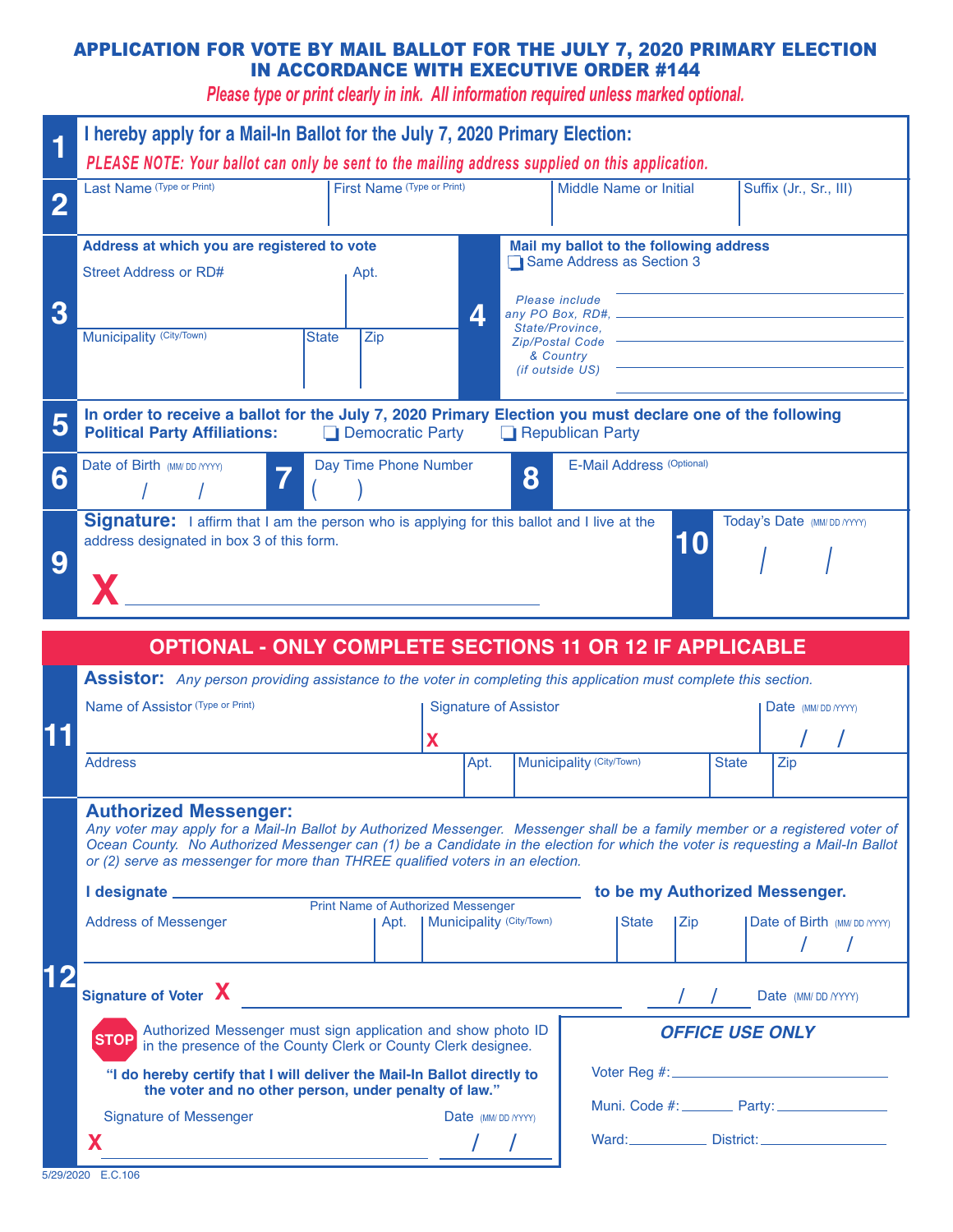# APPLICATION FOR VOTE BY MAIL BALLOT FOR THE JULY 7, 2020 PRIMARY ELECTION IN ACCORDANCE WITH EXECUTIVE ORDER #144

*Please type or print clearly in ink. All information required unless marked optional.*

**1** I hereby apply for a Mail-In Ballot for the July 7, 2020 Primary Election:

*PLEASE NOTE: Your ballot can only be sent to the mailing address supplied on this application.*

**2**

| Last Name (Type or Print) | First Name (Type or Print) | Middle Name or Initial | Suffix (Jr., Sr., III) |
|---|---|---|---|
| | | | |

**3** **Address at which you are registered to vote**

| Street Address or RD# | Apt. |
|---|---|
| | |

| Municipality (City/Town) | State | Zip |
|---|---|---|
| | | |

**4** **Mail my ballot to the following address**

❑ Same Address as Section 3

*Please include any PO Box, RD#, State/Province, Zip/Postal Code & Country (if outside US)*

______________________________

______________________________

______________________________

______________________________

**5** **In order to receive a ballot for the July 7, 2020 Primary Election you must declare one of the following Political Party Affiliations:** ❑ Democratic Party ❑ Republican Party

**6** Date of Birth (MM/ DD /YYYY) ____ / ____ / ____

**7** Day Time Phone Number ( )

**8** E-Mail Address (Optional)

**9** **Signature:** I affirm that I am the person who is applying for this ballot and I live at the address designated in box 3 of this form.

X ______________________________

**10** Today's Date (MM/ DD /YYYY) ____ / ____ / ____

## OPTIONAL - ONLY COMPLETE SECTIONS 11 OR 12 IF APPLICABLE

**11** **Assistor:** *Any person providing assistance to the voter in completing this application must complete this section.*

| Name of Assistor (Type or Print) | Signature of Assistor | Date (MM/ DD /YYYY) |
|---|---|---|
| | X | / / |

| Address | Apt. | Municipality (City/Town) | State | Zip |
|---|---|---|---|---|
| | | | | |

**12** **Authorized Messenger:**

*Any voter may apply for a Mail-In Ballot by Authorized Messenger. Messenger shall be a family member or a registered voter of Ocean County. No Authorized Messenger can (1) be a Candidate in the election for which the voter is requesting a Mail-In Ballot or (2) serve as messenger for more than THREE qualified voters in an election.*

**I designate** ______________________________ **to be my Authorized Messenger.**

Print Name of Authorized Messenger

| Address of Messenger | Apt. | Municipality (City/Town) | State | Zip | Date of Birth (MM/ DD /YYYY) |
|---|---|---|---|---|---|
| | | | | | / / |

**Signature of Voter** X ______________________________ ____ / ____ / ____ Date (MM/ DD /YYYY)

STOP Authorized Messenger must sign application and show photo ID in the presence of the County Clerk or County Clerk designee.

**"I do hereby certify that I will deliver the Mail-In Ballot directly to the voter and no other person, under penalty of law."**

Signature of Messenger X ______________________________ Date (MM/ DD /YYYY) ____ / ____ / ____

### OFFICE USE ONLY

Voter Reg #: ______________________________

Muni. Code #: ________ Party: ______________

Ward: __________ District: ______________

5/29/2020 E.C.106